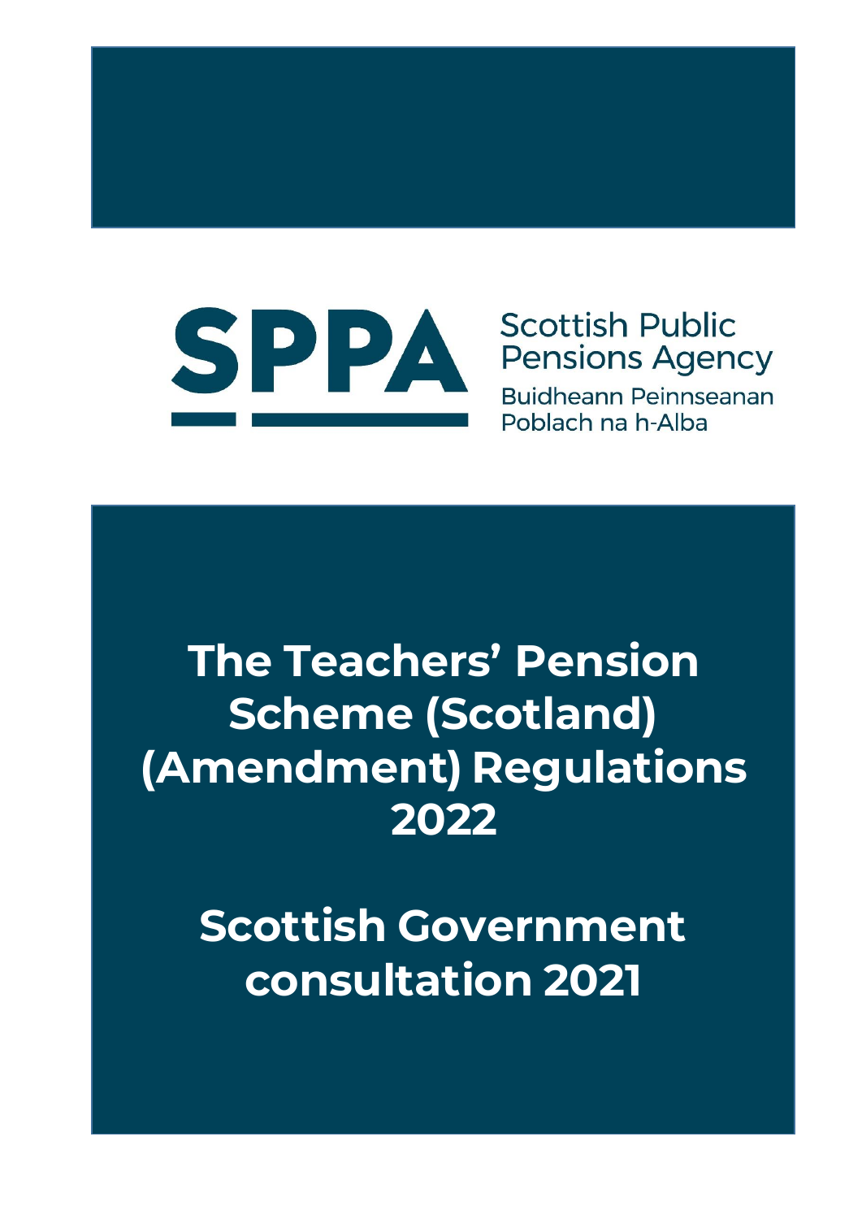SPPA

Scottish Public Pensions Agency

Buidheann Peinnseanan Poblach na h-Alba

# The Teachers' Pension Scheme (Scotland) (Amendment) Regulations 2022

# Scottish Government consultation 2021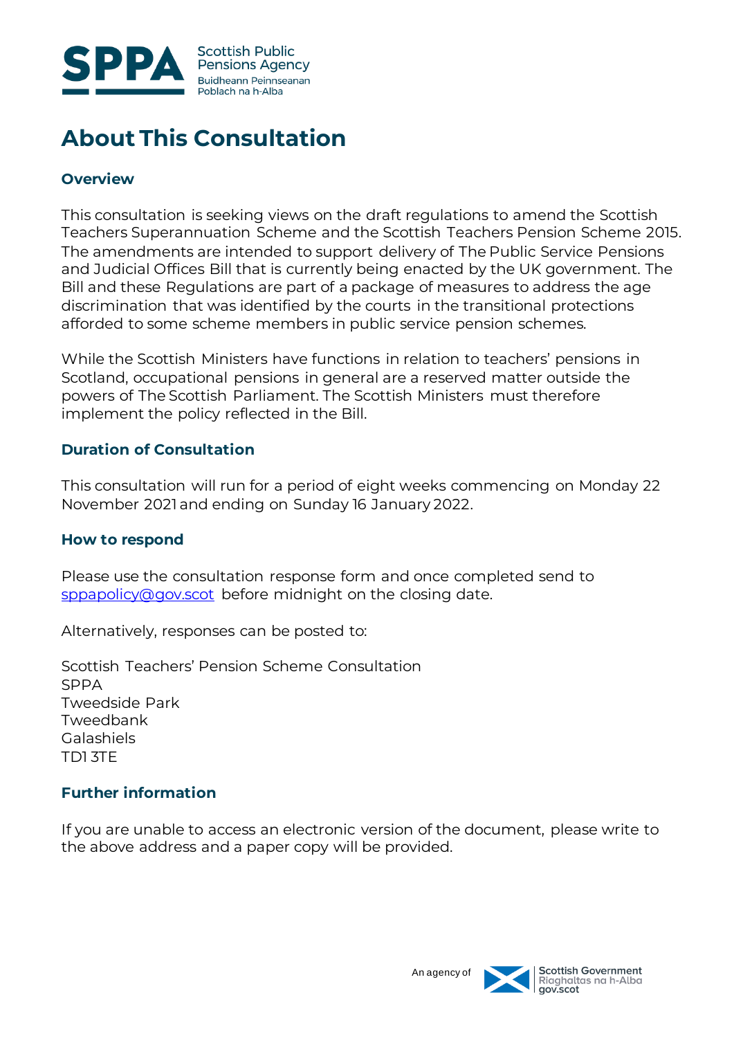# About This Consultation

## Overview

This consultation is seeking views on the draft regulations to amend the Scottish Teachers Superannuation Scheme and the Scottish Teachers Pension Scheme 2015. The amendments are intended to support delivery of The Public Service Pensions and Judicial Offices Bill that is currently being enacted by the UK government. The Bill and these Regulations are part of a package of measures to address the age discrimination that was identified by the courts in the transitional protections afforded to some scheme members in public service pension schemes.

While the Scottish Ministers have functions in relation to teachers' pensions in Scotland, occupational pensions in general are a reserved matter outside the powers of The Scottish Parliament. The Scottish Ministers must therefore implement the policy reflected in the Bill.

## Duration of Consultation

This consultation will run for a period of eight weeks commencing on Monday 22 November 2021 and ending on Sunday 16 January 2022.

## How to respond

Please use the consultation response form and once completed send to sppapolicy@gov.scot before midnight on the closing date.

Alternatively, responses can be posted to:

Scottish Teachers' Pension Scheme Consultation
SPPA
Tweedside Park
Tweedbank
Galashiels
TD1 3TE

## Further information

If you are unable to access an electronic version of the document, please write to the above address and a paper copy will be provided.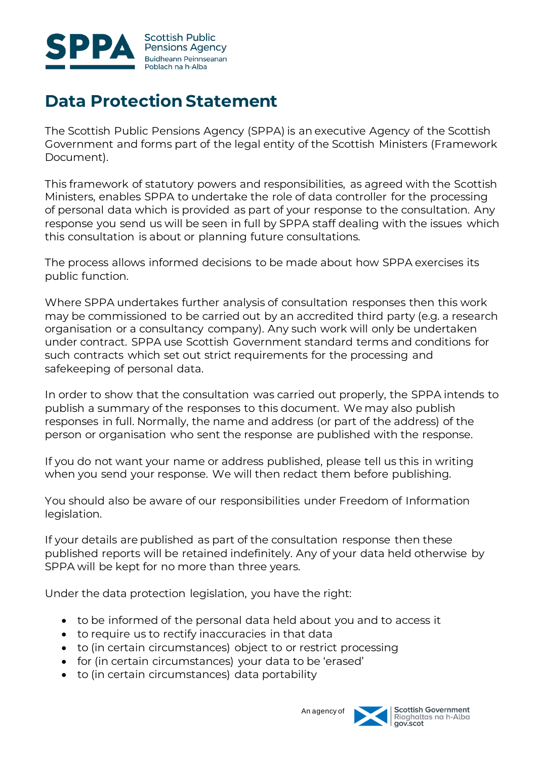# Data Protection Statement

The Scottish Public Pensions Agency (SPPA) is an executive Agency of the Scottish Government and forms part of the legal entity of the Scottish Ministers (Framework Document).

This framework of statutory powers and responsibilities, as agreed with the Scottish Ministers, enables SPPA to undertake the role of data controller for the processing of personal data which is provided as part of your response to the consultation. Any response you send us will be seen in full by SPPA staff dealing with the issues which this consultation is about or planning future consultations.

The process allows informed decisions to be made about how SPPA exercises its public function.

Where SPPA undertakes further analysis of consultation responses then this work may be commissioned to be carried out by an accredited third party (e.g. a research organisation or a consultancy company). Any such work will only be undertaken under contract. SPPA use Scottish Government standard terms and conditions for such contracts which set out strict requirements for the processing and safekeeping of personal data.

In order to show that the consultation was carried out properly, the SPPA intends to publish a summary of the responses to this document. We may also publish responses in full. Normally, the name and address (or part of the address) of the person or organisation who sent the response are published with the response.

If you do not want your name or address published, please tell us this in writing when you send your response. We will then redact them before publishing.

You should also be aware of our responsibilities under Freedom of Information legislation.

If your details are published as part of the consultation response then these published reports will be retained indefinitely. Any of your data held otherwise by SPPA will be kept for no more than three years.

Under the data protection legislation, you have the right:

- to be informed of the personal data held about you and to access it
- to require us to rectify inaccuracies in that data
- to (in certain circumstances) object to or restrict processing
- for (in certain circumstances) your data to be 'erased'
- to (in certain circumstances) data portability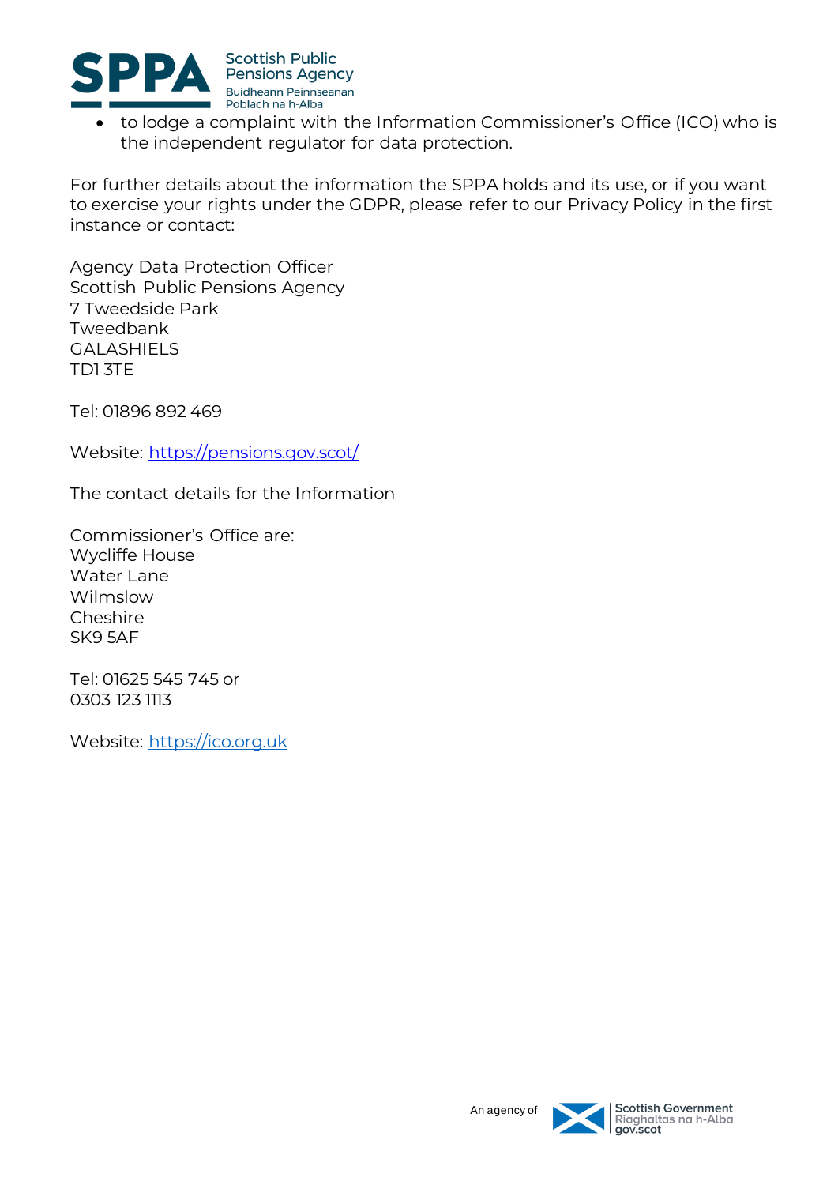- to lodge a complaint with the Information Commissioner's Office (ICO) who is the independent regulator for data protection.

For further details about the information the SPPA holds and its use, or if you want to exercise your rights under the GDPR, please refer to our Privacy Policy in the first instance or contact:

Agency Data Protection Officer
Scottish Public Pensions Agency
7 Tweedside Park
Tweedbank
GALASHIELS
TD1 3TE

Tel: 01896 892 469

Website: https://pensions.gov.scot/

The contact details for the Information

Commissioner's Office are:
Wycliffe House
Water Lane
Wilmslow
Cheshire
SK9 5AF

Tel: 01625 545 745 or
0303 123 1113

Website: https://ico.org.uk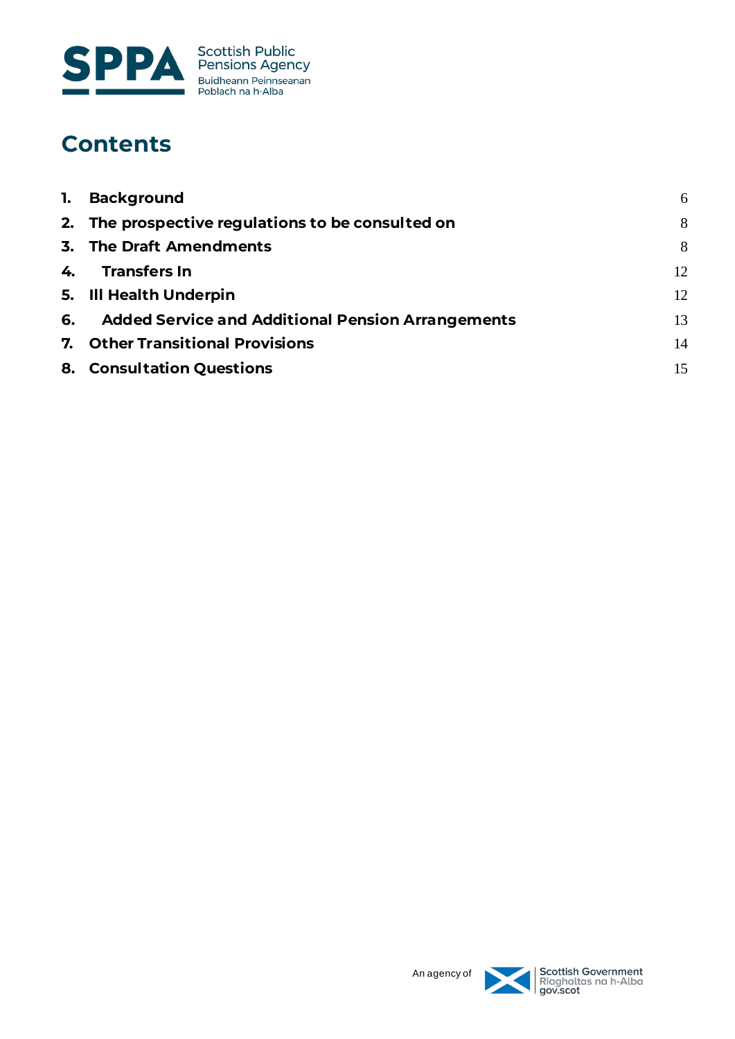# Contents

| | | |
|---|---|---|
| 1. | Background | 6 |
| 2. | The prospective regulations to be consulted on | 8 |
| 3. | The Draft Amendments | 8 |
| 4. | Transfers In | 12 |
| 5. | Ill Health Underpin | 12 |
| 6. | Added Service and Additional Pension Arrangements | 13 |
| 7. | Other Transitional Provisions | 14 |
| 8. | Consultation Questions | 15 |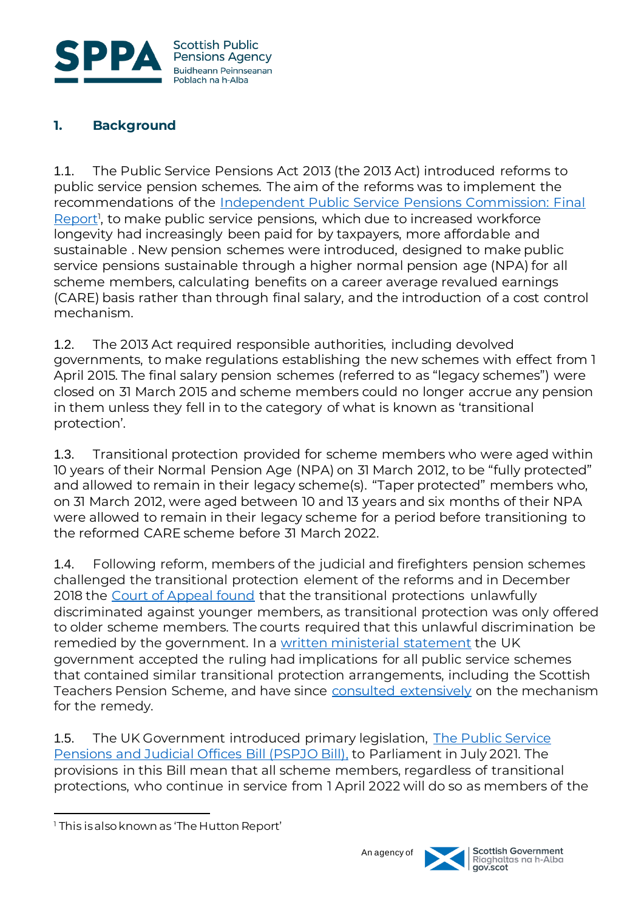## 1. Background

1.1. The Public Service Pensions Act 2013 (the 2013 Act) introduced reforms to public service pension schemes. The aim of the reforms was to implement the recommendations of the Independent Public Service Pensions Commission: Final Report[1], to make public service pensions, which due to increased workforce longevity had increasingly been paid for by taxpayers, more affordable and sustainable . New pension schemes were introduced, designed to make public service pensions sustainable through a higher normal pension age (NPA) for all scheme members, calculating benefits on a career average revalued earnings (CARE) basis rather than through final salary, and the introduction of a cost control mechanism.

1.2. The 2013 Act required responsible authorities, including devolved governments, to make regulations establishing the new schemes with effect from 1 April 2015. The final salary pension schemes (referred to as "legacy schemes") were closed on 31 March 2015 and scheme members could no longer accrue any pension in them unless they fell in to the category of what is known as 'transitional protection'.

1.3. Transitional protection provided for scheme members who were aged within 10 years of their Normal Pension Age (NPA) on 31 March 2012, to be "fully protected" and allowed to remain in their legacy scheme(s). "Taper protected" members who, on 31 March 2012, were aged between 10 and 13 years and six months of their NPA were allowed to remain in their legacy scheme for a period before transitioning to the reformed CARE scheme before 31 March 2022.

1.4. Following reform, members of the judicial and firefighters pension schemes challenged the transitional protection element of the reforms and in December 2018 the Court of Appeal found that the transitional protections unlawfully discriminated against younger members, as transitional protection was only offered to older scheme members. The courts required that this unlawful discrimination be remedied by the government. In a written ministerial statement the UK government accepted the ruling had implications for all public service schemes that contained similar transitional protection arrangements, including the Scottish Teachers Pension Scheme, and have since consulted extensively on the mechanism for the remedy.

1.5. The UK Government introduced primary legislation, The Public Service Pensions and Judicial Offices Bill (PSPJO Bill), to Parliament in July 2021. The provisions in this Bill mean that all scheme members, regardless of transitional protections, who continue in service from 1 April 2022 will do so as members of the

---

[1] This is also known as 'The Hutton Report'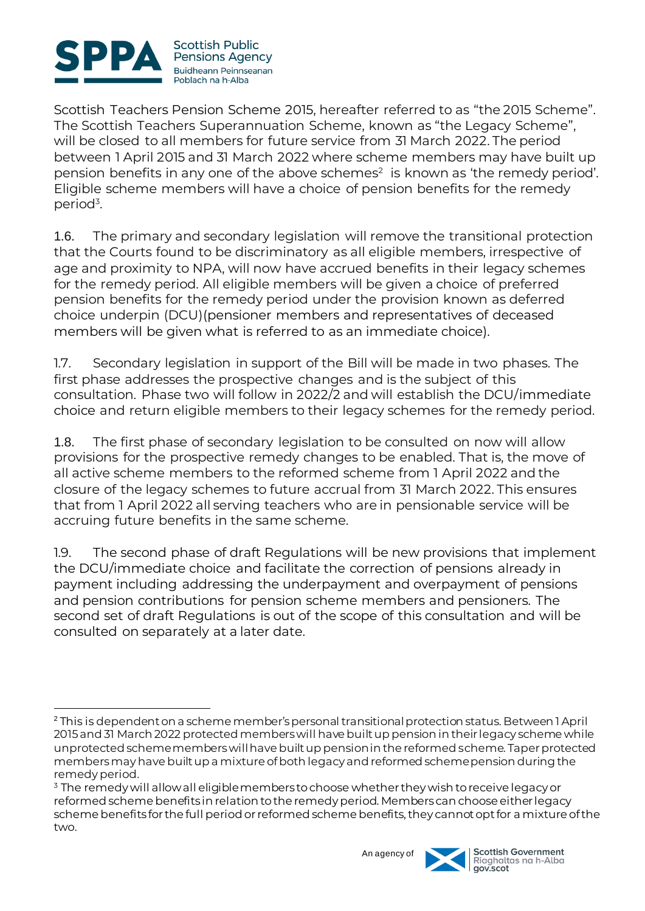Scottish Teachers Pension Scheme 2015, hereafter referred to as "the 2015 Scheme". The Scottish Teachers Superannuation Scheme, known as "the Legacy Scheme", will be closed to all members for future service from 31 March 2022. The period between 1 April 2015 and 31 March 2022 where scheme members may have built up pension benefits in any one of the above schemes[2] is known as 'the remedy period'. Eligible scheme members will have a choice of pension benefits for the remedy period[3].

1.6. The primary and secondary legislation will remove the transitional protection that the Courts found to be discriminatory as all eligible members, irrespective of age and proximity to NPA, will now have accrued benefits in their legacy schemes for the remedy period. All eligible members will be given a choice of preferred pension benefits for the remedy period under the provision known as deferred choice underpin (DCU)(pensioner members and representatives of deceased members will be given what is referred to as an immediate choice).

1.7. Secondary legislation in support of the Bill will be made in two phases. The first phase addresses the prospective changes and is the subject of this consultation. Phase two will follow in 2022/2 and will establish the DCU/immediate choice and return eligible members to their legacy schemes for the remedy period.

1.8. The first phase of secondary legislation to be consulted on now will allow provisions for the prospective remedy changes to be enabled. That is, the move of all active scheme members to the reformed scheme from 1 April 2022 and the closure of the legacy schemes to future accrual from 31 March 2022. This ensures that from 1 April 2022 all serving teachers who are in pensionable service will be accruing future benefits in the same scheme.

1.9. The second phase of draft Regulations will be new provisions that implement the DCU/immediate choice and facilitate the correction of pensions already in payment including addressing the underpayment and overpayment of pensions and pension contributions for pension scheme members and pensioners. The second set of draft Regulations is out of the scope of this consultation and will be consulted on separately at a later date.

---

[2] This is dependent on a scheme member's personal transitional protection status. Between 1 April 2015 and 31 March 2022 protected members will have built up pension in their legacy scheme while unprotected scheme members will have built up pension in the reformed scheme. Taper protected members may have built up a mixture of both legacy and reformed scheme pension during the remedy period.

[3] The remedy will allow all eligible members to choose whether they wish to receive legacy or reformed scheme benefits in relation to the remedy period. Members can choose either legacy scheme benefits for the full period or reformed scheme benefits, they cannot opt for a mixture of the two.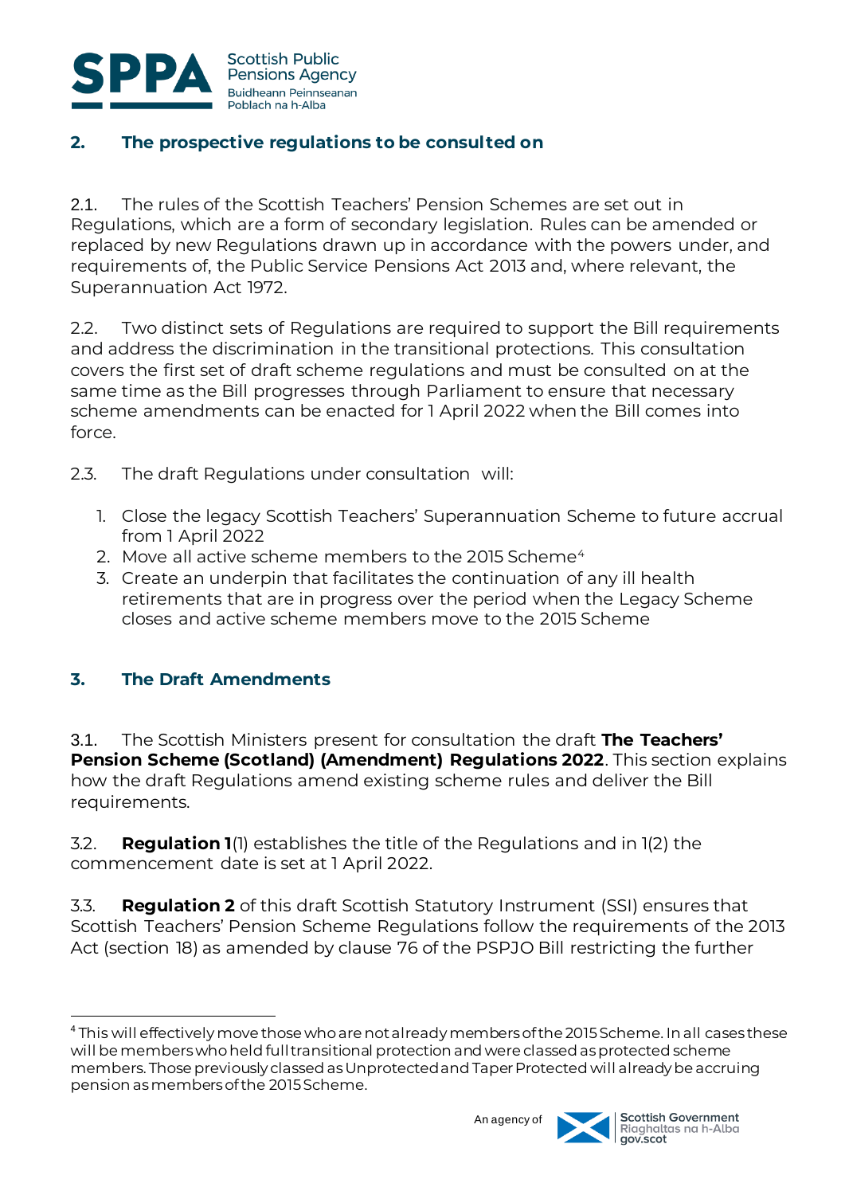## 2. The prospective regulations to be consulted on

2.1. The rules of the Scottish Teachers' Pension Schemes are set out in Regulations, which are a form of secondary legislation. Rules can be amended or replaced by new Regulations drawn up in accordance with the powers under, and requirements of, the Public Service Pensions Act 2013 and, where relevant, the Superannuation Act 1972.

2.2. Two distinct sets of Regulations are required to support the Bill requirements and address the discrimination in the transitional protections. This consultation covers the first set of draft scheme regulations and must be consulted on at the same time as the Bill progresses through Parliament to ensure that necessary scheme amendments can be enacted for 1 April 2022 when the Bill comes into force.

2.3. The draft Regulations under consultation will:

1. Close the legacy Scottish Teachers' Superannuation Scheme to future accrual from 1 April 2022
2. Move all active scheme members to the 2015 Scheme[4]
3. Create an underpin that facilitates the continuation of any ill health retirements that are in progress over the period when the Legacy Scheme closes and active scheme members move to the 2015 Scheme

## 3. The Draft Amendments

3.1. The Scottish Ministers present for consultation the draft **The Teachers' Pension Scheme (Scotland) (Amendment) Regulations 2022**. This section explains how the draft Regulations amend existing scheme rules and deliver the Bill requirements.

3.2. **Regulation 1**(1) establishes the title of the Regulations and in 1(2) the commencement date is set at 1 April 2022.

3.3. **Regulation 2** of this draft Scottish Statutory Instrument (SSI) ensures that Scottish Teachers' Pension Scheme Regulations follow the requirements of the 2013 Act (section 18) as amended by clause 76 of the PSPJO Bill restricting the further

---

[4] This will effectively move those who are not already members of the 2015 Scheme. In all cases these will be members who held full transitional protection and were classed as protected scheme members. Those previously classed as Unprotected and Taper Protected will already be accruing pension as members of the 2015 Scheme.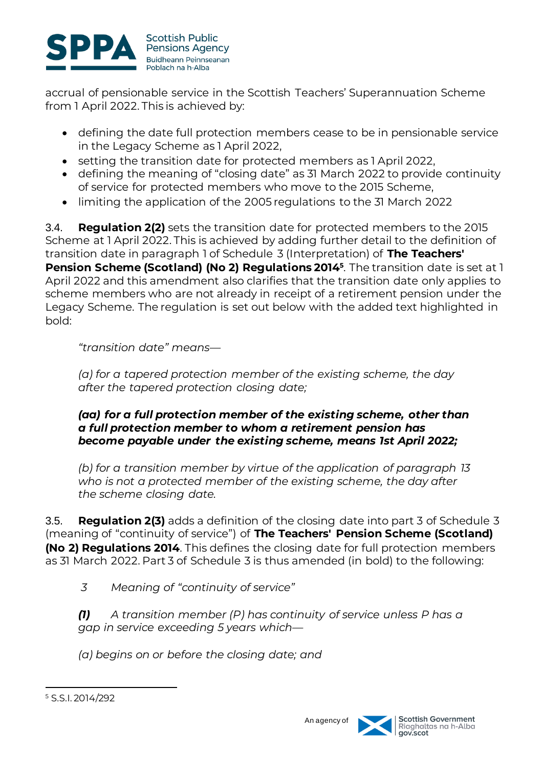accrual of pensionable service in the Scottish Teachers' Superannuation Scheme from 1 April 2022. This is achieved by:

- defining the date full protection members cease to be in pensionable service in the Legacy Scheme as 1 April 2022,
- setting the transition date for protected members as 1 April 2022,
- defining the meaning of "closing date" as 31 March 2022 to provide continuity of service for protected members who move to the 2015 Scheme,
- limiting the application of the 2005 regulations to the 31 March 2022

3.4. **Regulation 2(2)** sets the transition date for protected members to the 2015 Scheme at 1 April 2022. This is achieved by adding further detail to the definition of transition date in paragraph 1 of Schedule 3 (Interpretation) of **The Teachers' Pension Scheme (Scotland) (No 2) Regulations 2014**[5]. The transition date is set at 1 April 2022 and this amendment also clarifies that the transition date only applies to scheme members who are not already in receipt of a retirement pension under the Legacy Scheme. The regulation is set out below with the added text highlighted in bold:

> *"transition date" means—*
>
> *(a) for a tapered protection member of the existing scheme, the day after the tapered protection closing date;*
>
> ***(aa) for a full protection member of the existing scheme, other than a full protection member to whom a retirement pension has become payable under the existing scheme, means 1st April 2022;***
>
> *(b) for a transition member by virtue of the application of paragraph 13 who is not a protected member of the existing scheme, the day after the scheme closing date.*

3.5. **Regulation 2(3)** adds a definition of the closing date into part 3 of Schedule 3 (meaning of "continuity of service") of **The Teachers' Pension Scheme (Scotland) (No 2) Regulations 2014**. This defines the closing date for full protection members as 31 March 2022. Part 3 of Schedule 3 is thus amended (in bold) to the following:

> *3 Meaning of "continuity of service"*
>
> ***(1)*** *A transition member (P) has continuity of service unless P has a gap in service exceeding 5 years which—*
>
> *(a) begins on or before the closing date; and*

[5] S.S.I. 2014/292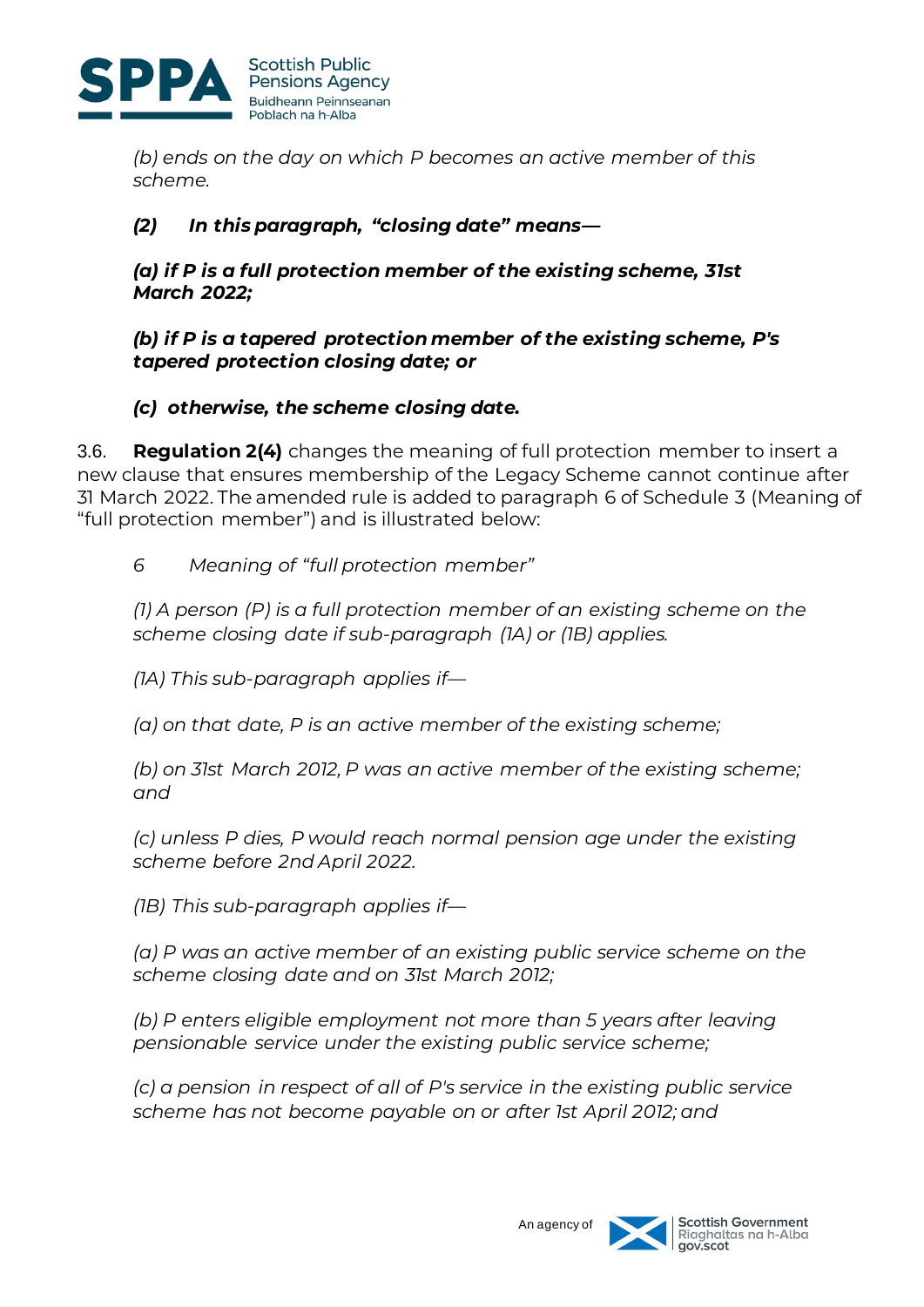*(b) ends on the day on which P becomes an active member of this scheme.*

***(2) In this paragraph, "closing date" means—***

***(a) if P is a full protection member of the existing scheme, 31st March 2022;***

***(b) if P is a tapered protection member of the existing scheme, P's tapered protection closing date; or***

***(c) otherwise, the scheme closing date.***

3.6. **Regulation 2(4)** changes the meaning of full protection member to insert a new clause that ensures membership of the Legacy Scheme cannot continue after 31 March 2022. The amended rule is added to paragraph 6 of Schedule 3 (Meaning of "full protection member") and is illustrated below:

*6 Meaning of "full protection member"*

*(1) A person (P) is a full protection member of an existing scheme on the scheme closing date if sub-paragraph (1A) or (1B) applies.*

*(1A) This sub-paragraph applies if—*

*(a) on that date, P is an active member of the existing scheme;*

*(b) on 31st March 2012, P was an active member of the existing scheme; and*

*(c) unless P dies, P would reach normal pension age under the existing scheme before 2nd April 2022.*

*(1B) This sub-paragraph applies if—*

*(a) P was an active member of an existing public service scheme on the scheme closing date and on 31st March 2012;*

*(b) P enters eligible employment not more than 5 years after leaving pensionable service under the existing public service scheme;*

*(c) a pension in respect of all of P's service in the existing public service scheme has not become payable on or after 1st April 2012; and*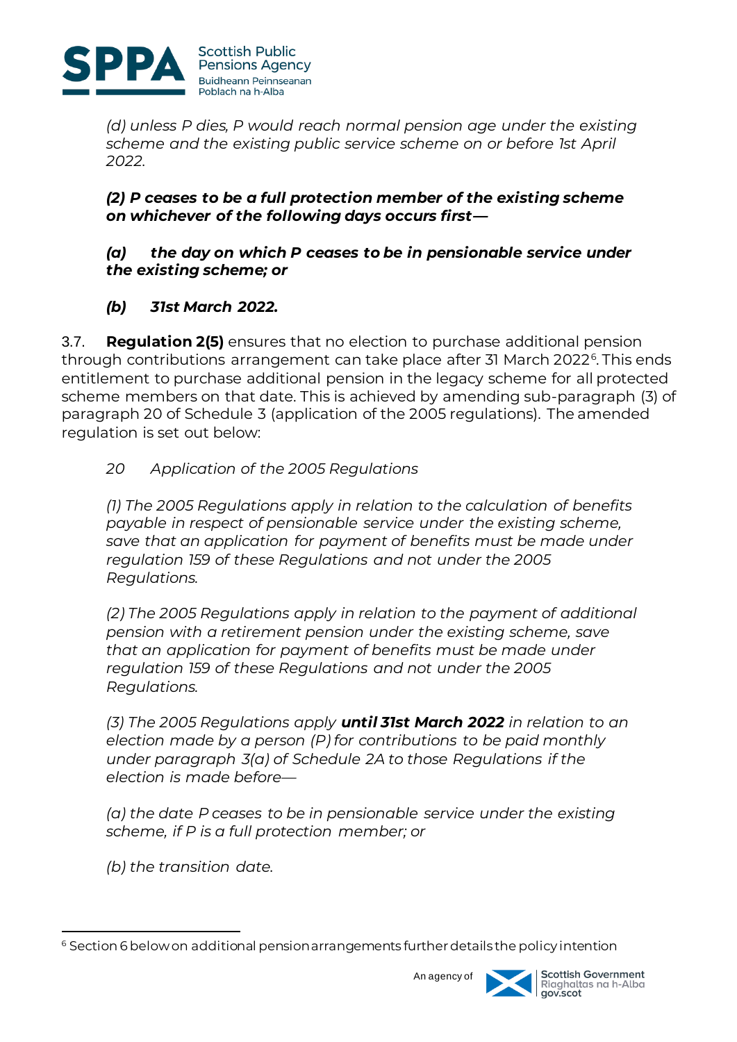*(d) unless P dies, P would reach normal pension age under the existing scheme and the existing public service scheme on or before 1st April 2022.*

***(2) P ceases to be a full protection member of the existing scheme on whichever of the following days occurs first—***

***(a) the day on which P ceases to be in pensionable service under the existing scheme; or***

***(b) 31st March 2022.***

3.7. **Regulation 2(5)** ensures that no election to purchase additional pension through contributions arrangement can take place after 31 March 2022[6]. This ends entitlement to purchase additional pension in the legacy scheme for all protected scheme members on that date. This is achieved by amending sub-paragraph (3) of paragraph 20 of Schedule 3 (application of the 2005 regulations). The amended regulation is set out below:

*20 Application of the 2005 Regulations*

*(1) The 2005 Regulations apply in relation to the calculation of benefits payable in respect of pensionable service under the existing scheme, save that an application for payment of benefits must be made under regulation 159 of these Regulations and not under the 2005 Regulations.*

*(2) The 2005 Regulations apply in relation to the payment of additional pension with a retirement pension under the existing scheme, save that an application for payment of benefits must be made under regulation 159 of these Regulations and not under the 2005 Regulations.*

*(3) The 2005 Regulations apply* ***until 31st March 2022*** *in relation to an election made by a person (P) for contributions to be paid monthly under paragraph 3(a) of Schedule 2A to those Regulations if the election is made before—*

*(a) the date P ceases to be in pensionable service under the existing scheme, if P is a full protection member; or*

*(b) the transition date.*

[6] Section 6 below on additional pension arrangements further details the policy intention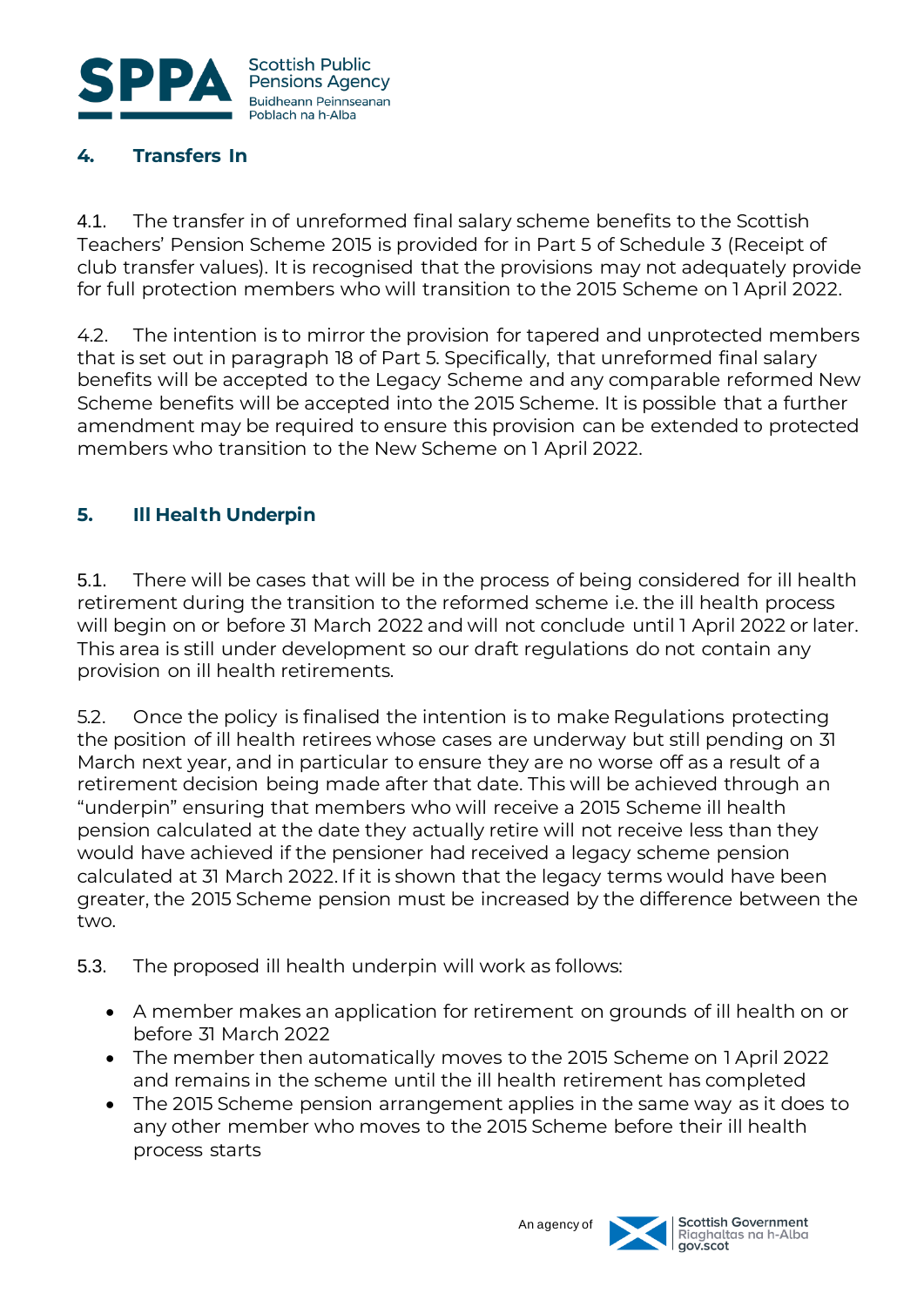## 4. Transfers In

4.1. The transfer in of unreformed final salary scheme benefits to the Scottish Teachers' Pension Scheme 2015 is provided for in Part 5 of Schedule 3 (Receipt of club transfer values). It is recognised that the provisions may not adequately provide for full protection members who will transition to the 2015 Scheme on 1 April 2022.

4.2. The intention is to mirror the provision for tapered and unprotected members that is set out in paragraph 18 of Part 5. Specifically, that unreformed final salary benefits will be accepted to the Legacy Scheme and any comparable reformed New Scheme benefits will be accepted into the 2015 Scheme. It is possible that a further amendment may be required to ensure this provision can be extended to protected members who transition to the New Scheme on 1 April 2022.

## 5. Ill Health Underpin

5.1. There will be cases that will be in the process of being considered for ill health retirement during the transition to the reformed scheme i.e. the ill health process will begin on or before 31 March 2022 and will not conclude until 1 April 2022 or later. This area is still under development so our draft regulations do not contain any provision on ill health retirements.

5.2. Once the policy is finalised the intention is to make Regulations protecting the position of ill health retirees whose cases are underway but still pending on 31 March next year, and in particular to ensure they are no worse off as a result of a retirement decision being made after that date. This will be achieved through an "underpin" ensuring that members who will receive a 2015 Scheme ill health pension calculated at the date they actually retire will not receive less than they would have achieved if the pensioner had received a legacy scheme pension calculated at 31 March 2022. If it is shown that the legacy terms would have been greater, the 2015 Scheme pension must be increased by the difference between the two.

5.3. The proposed ill health underpin will work as follows:

- A member makes an application for retirement on grounds of ill health on or before 31 March 2022
- The member then automatically moves to the 2015 Scheme on 1 April 2022 and remains in the scheme until the ill health retirement has completed
- The 2015 Scheme pension arrangement applies in the same way as it does to any other member who moves to the 2015 Scheme before their ill health process starts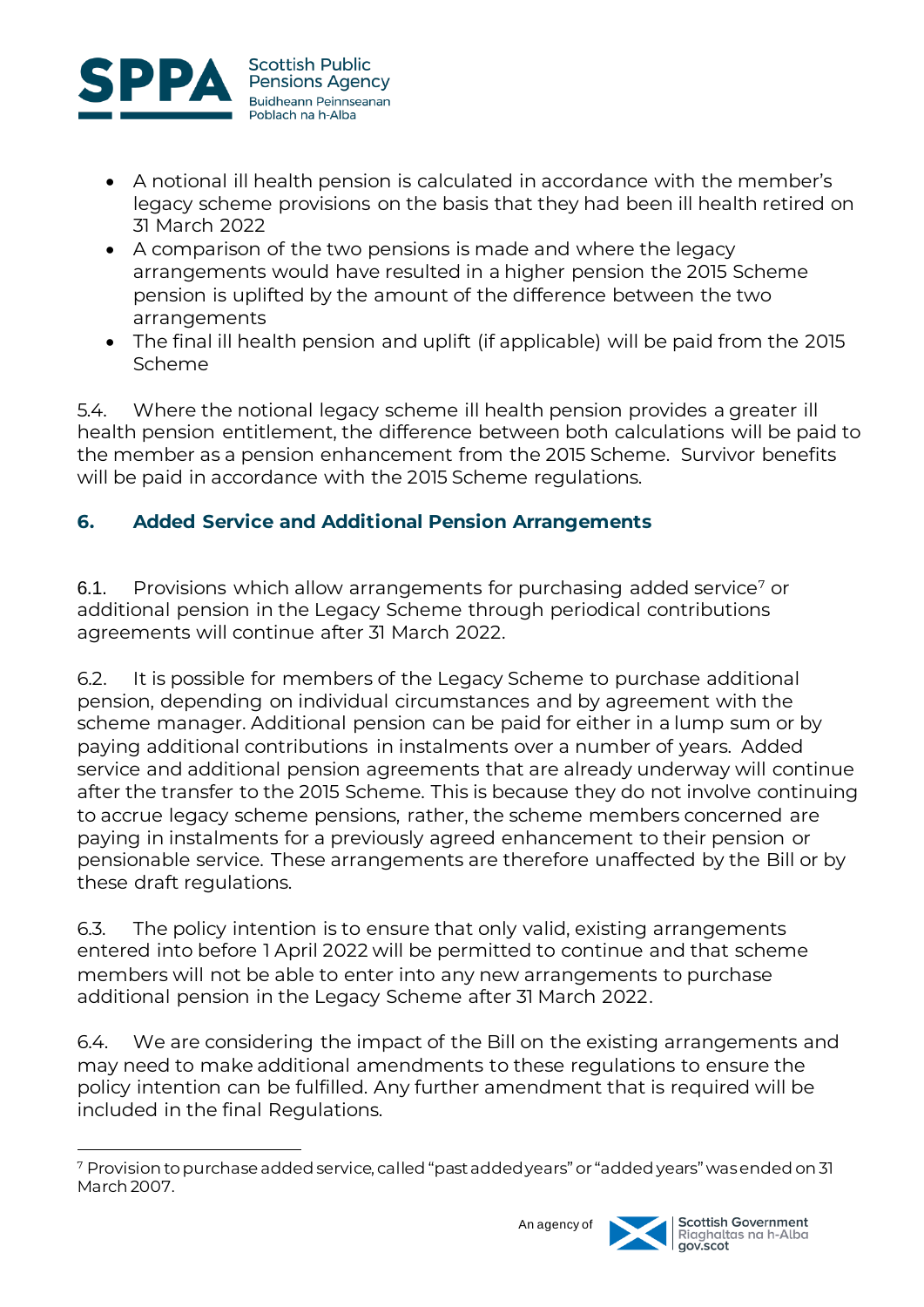- A notional ill health pension is calculated in accordance with the member's legacy scheme provisions on the basis that they had been ill health retired on 31 March 2022
- A comparison of the two pensions is made and where the legacy arrangements would have resulted in a higher pension the 2015 Scheme pension is uplifted by the amount of the difference between the two arrangements
- The final ill health pension and uplift (if applicable) will be paid from the 2015 Scheme

5.4. Where the notional legacy scheme ill health pension provides a greater ill health pension entitlement, the difference between both calculations will be paid to the member as a pension enhancement from the 2015 Scheme. Survivor benefits will be paid in accordance with the 2015 Scheme regulations.

## 6. Added Service and Additional Pension Arrangements

6.1. Provisions which allow arrangements for purchasing added service[7] or additional pension in the Legacy Scheme through periodical contributions agreements will continue after 31 March 2022.

6.2. It is possible for members of the Legacy Scheme to purchase additional pension, depending on individual circumstances and by agreement with the scheme manager. Additional pension can be paid for either in a lump sum or by paying additional contributions in instalments over a number of years. Added service and additional pension agreements that are already underway will continue after the transfer to the 2015 Scheme. This is because they do not involve continuing to accrue legacy scheme pensions, rather, the scheme members concerned are paying in instalments for a previously agreed enhancement to their pension or pensionable service. These arrangements are therefore unaffected by the Bill or by these draft regulations.

6.3. The policy intention is to ensure that only valid, existing arrangements entered into before 1 April 2022 will be permitted to continue and that scheme members will not be able to enter into any new arrangements to purchase additional pension in the Legacy Scheme after 31 March 2022.

6.4. We are considering the impact of the Bill on the existing arrangements and may need to make additional amendments to these regulations to ensure the policy intention can be fulfilled. Any further amendment that is required will be included in the final Regulations.

---

[7] Provision to purchase added service, called "past added years" or "added years" was ended on 31 March 2007.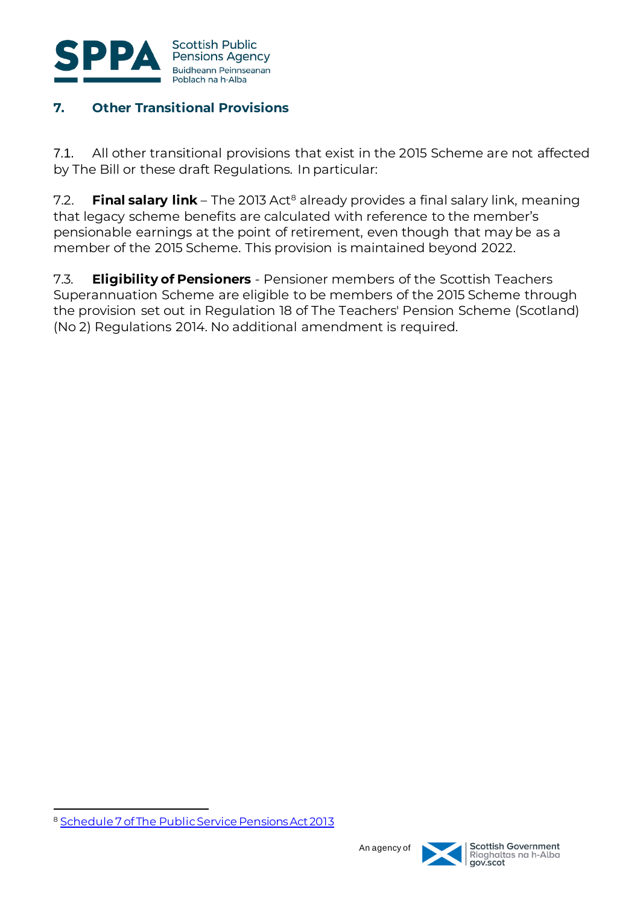## 7. Other Transitional Provisions

7.1. All other transitional provisions that exist in the 2015 Scheme are not affected by The Bill or these draft Regulations. In particular:

7.2. **Final salary link** – The 2013 Act[8] already provides a final salary link, meaning that legacy scheme benefits are calculated with reference to the member's pensionable earnings at the point of retirement, even though that may be as a member of the 2015 Scheme. This provision is maintained beyond 2022.

7.3. **Eligibility of Pensioners** - Pensioner members of the Scottish Teachers Superannuation Scheme are eligible to be members of the 2015 Scheme through the provision set out in Regulation 18 of The Teachers' Pension Scheme (Scotland) (No 2) Regulations 2014. No additional amendment is required.

---

[8] Schedule 7 of The Public Service Pensions Act 2013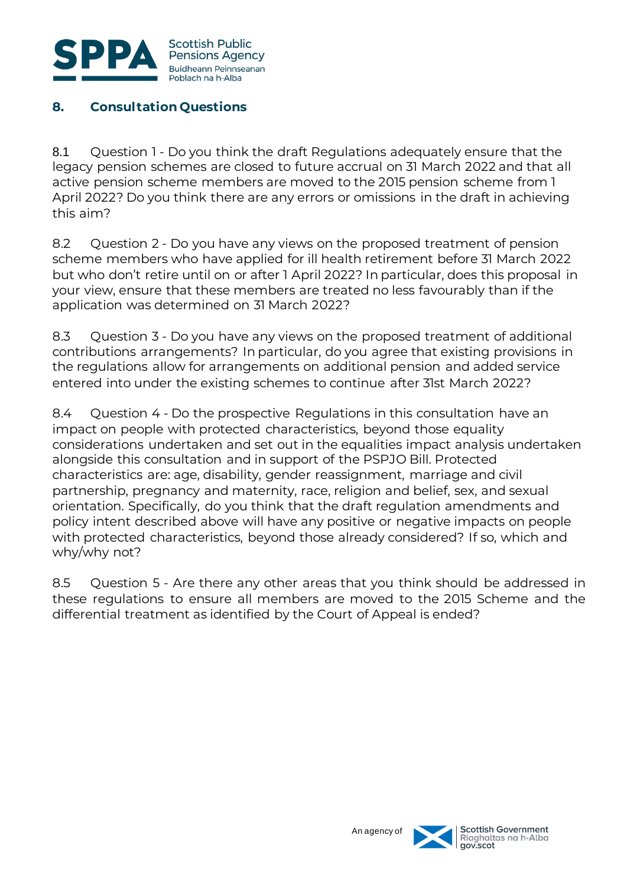## 8. Consultation Questions

8.1 Question 1 - Do you think the draft Regulations adequately ensure that the legacy pension schemes are closed to future accrual on 31 March 2022 and that all active pension scheme members are moved to the 2015 pension scheme from 1 April 2022? Do you think there are any errors or omissions in the draft in achieving this aim?

8.2 Question 2 - Do you have any views on the proposed treatment of pension scheme members who have applied for ill health retirement before 31 March 2022 but who don't retire until on or after 1 April 2022? In particular, does this proposal in your view, ensure that these members are treated no less favourably than if the application was determined on 31 March 2022?

8.3 Question 3 - Do you have any views on the proposed treatment of additional contributions arrangements? In particular, do you agree that existing provisions in the regulations allow for arrangements on additional pension and added service entered into under the existing schemes to continue after 31st March 2022?

8.4 Question 4 - Do the prospective Regulations in this consultation have an impact on people with protected characteristics, beyond those equality considerations undertaken and set out in the equalities impact analysis undertaken alongside this consultation and in support of the PSPJO Bill. Protected characteristics are: age, disability, gender reassignment, marriage and civil partnership, pregnancy and maternity, race, religion and belief, sex, and sexual orientation. Specifically, do you think that the draft regulation amendments and policy intent described above will have any positive or negative impacts on people with protected characteristics, beyond those already considered? If so, which and why/why not?

8.5 Question 5 - Are there any other areas that you think should be addressed in these regulations to ensure all members are moved to the 2015 Scheme and the differential treatment as identified by the Court of Appeal is ended?